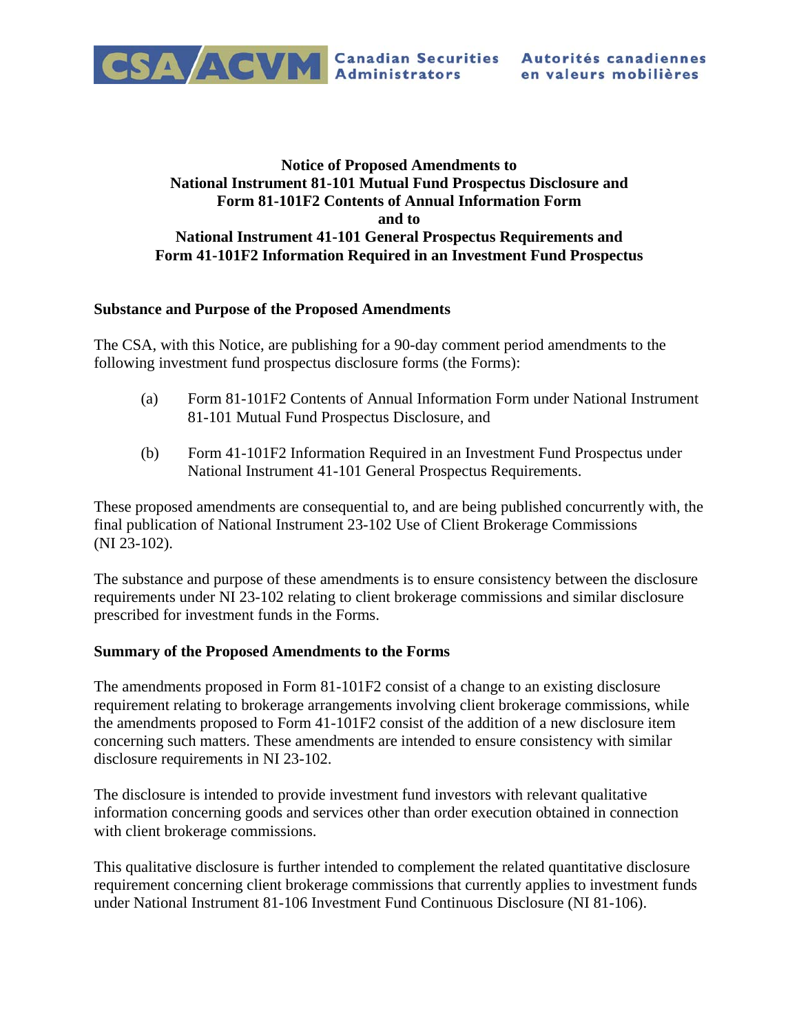CSA/ACVM Canadian Securities Administrators Autorités canadiennes en valeurs mobilières

# Notice of Proposed Amendments to National Instrument 81-101 Mutual Fund Prospectus Disclosure and Form 81-101F2 Contents of Annual Information Form and to National Instrument 41-101 General Prospectus Requirements and Form 41-101F2 Information Required in an Investment Fund Prospectus

## Substance and Purpose of the Proposed Amendments

The CSA, with this Notice, are publishing for a 90-day comment period amendments to the following investment fund prospectus disclosure forms (the Forms):

(a) Form 81-101F2 Contents of Annual Information Form under National Instrument 81-101 Mutual Fund Prospectus Disclosure, and

(b) Form 41-101F2 Information Required in an Investment Fund Prospectus under National Instrument 41-101 General Prospectus Requirements.

These proposed amendments are consequential to, and are being published concurrently with, the final publication of National Instrument 23-102 Use of Client Brokerage Commissions (NI 23-102).

The substance and purpose of these amendments is to ensure consistency between the disclosure requirements under NI 23-102 relating to client brokerage commissions and similar disclosure prescribed for investment funds in the Forms.

## Summary of the Proposed Amendments to the Forms

The amendments proposed in Form 81-101F2 consist of a change to an existing disclosure requirement relating to brokerage arrangements involving client brokerage commissions, while the amendments proposed to Form 41-101F2 consist of the addition of a new disclosure item concerning such matters. These amendments are intended to ensure consistency with similar disclosure requirements in NI 23-102.

The disclosure is intended to provide investment fund investors with relevant qualitative information concerning goods and services other than order execution obtained in connection with client brokerage commissions.

This qualitative disclosure is further intended to complement the related quantitative disclosure requirement concerning client brokerage commissions that currently applies to investment funds under National Instrument 81-106 Investment Fund Continuous Disclosure (NI 81-106).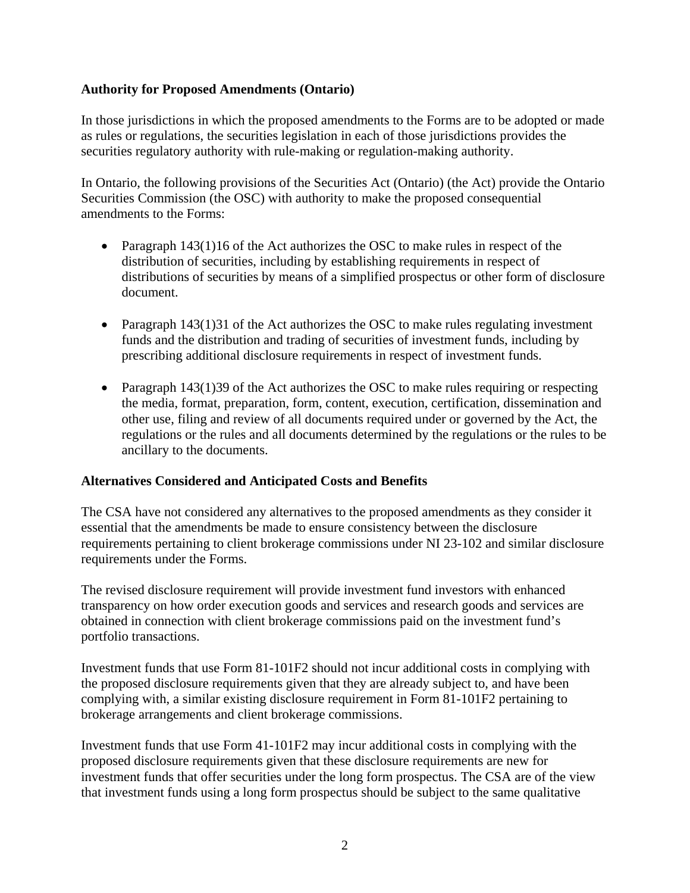**Authority for Proposed Amendments (Ontario)**

In those jurisdictions in which the proposed amendments to the Forms are to be adopted or made as rules or regulations, the securities legislation in each of those jurisdictions provides the securities regulatory authority with rule-making or regulation-making authority.

In Ontario, the following provisions of the Securities Act (Ontario) (the Act) provide the Ontario Securities Commission (the OSC) with authority to make the proposed consequential amendments to the Forms:

- Paragraph 143(1)16 of the Act authorizes the OSC to make rules in respect of the distribution of securities, including by establishing requirements in respect of distributions of securities by means of a simplified prospectus or other form of disclosure document.

- Paragraph 143(1)31 of the Act authorizes the OSC to make rules regulating investment funds and the distribution and trading of securities of investment funds, including by prescribing additional disclosure requirements in respect of investment funds.

- Paragraph 143(1)39 of the Act authorizes the OSC to make rules requiring or respecting the media, format, preparation, form, content, execution, certification, dissemination and other use, filing and review of all documents required under or governed by the Act, the regulations or the rules and all documents determined by the regulations or the rules to be ancillary to the documents.

**Alternatives Considered and Anticipated Costs and Benefits**

The CSA have not considered any alternatives to the proposed amendments as they consider it essential that the amendments be made to ensure consistency between the disclosure requirements pertaining to client brokerage commissions under NI 23-102 and similar disclosure requirements under the Forms.

The revised disclosure requirement will provide investment fund investors with enhanced transparency on how order execution goods and services and research goods and services are obtained in connection with client brokerage commissions paid on the investment fund's portfolio transactions.

Investment funds that use Form 81-101F2 should not incur additional costs in complying with the proposed disclosure requirements given that they are already subject to, and have been complying with, a similar existing disclosure requirement in Form 81-101F2 pertaining to brokerage arrangements and client brokerage commissions.

Investment funds that use Form 41-101F2 may incur additional costs in complying with the proposed disclosure requirements given that these disclosure requirements are new for investment funds that offer securities under the long form prospectus. The CSA are of the view that investment funds using a long form prospectus should be subject to the same qualitative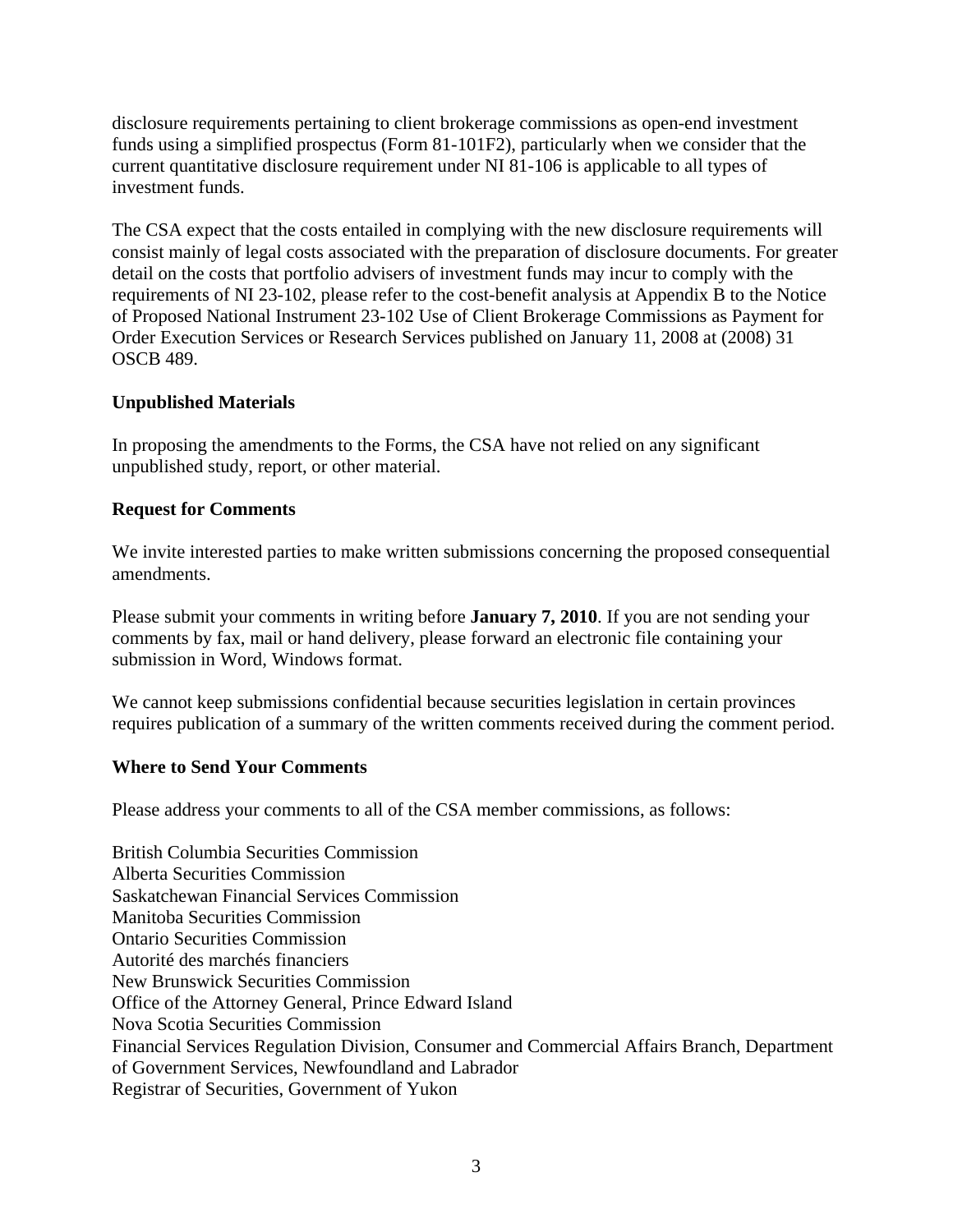disclosure requirements pertaining to client brokerage commissions as open-end investment funds using a simplified prospectus (Form 81-101F2), particularly when we consider that the current quantitative disclosure requirement under NI 81-106 is applicable to all types of investment funds.

The CSA expect that the costs entailed in complying with the new disclosure requirements will consist mainly of legal costs associated with the preparation of disclosure documents. For greater detail on the costs that portfolio advisers of investment funds may incur to comply with the requirements of NI 23-102, please refer to the cost-benefit analysis at Appendix B to the Notice of Proposed National Instrument 23-102 Use of Client Brokerage Commissions as Payment for Order Execution Services or Research Services published on January 11, 2008 at (2008) 31 OSCB 489.

**Unpublished Materials**

In proposing the amendments to the Forms, the CSA have not relied on any significant unpublished study, report, or other material.

**Request for Comments**

We invite interested parties to make written submissions concerning the proposed consequential amendments.

Please submit your comments in writing before **January 7, 2010**. If you are not sending your comments by fax, mail or hand delivery, please forward an electronic file containing your submission in Word, Windows format.

We cannot keep submissions confidential because securities legislation in certain provinces requires publication of a summary of the written comments received during the comment period.

**Where to Send Your Comments**

Please address your comments to all of the CSA member commissions, as follows:

British Columbia Securities Commission
Alberta Securities Commission
Saskatchewan Financial Services Commission
Manitoba Securities Commission
Ontario Securities Commission
Autorité des marchés financiers
New Brunswick Securities Commission
Office of the Attorney General, Prince Edward Island
Nova Scotia Securities Commission
Financial Services Regulation Division, Consumer and Commercial Affairs Branch, Department of Government Services, Newfoundland and Labrador
Registrar of Securities, Government of Yukon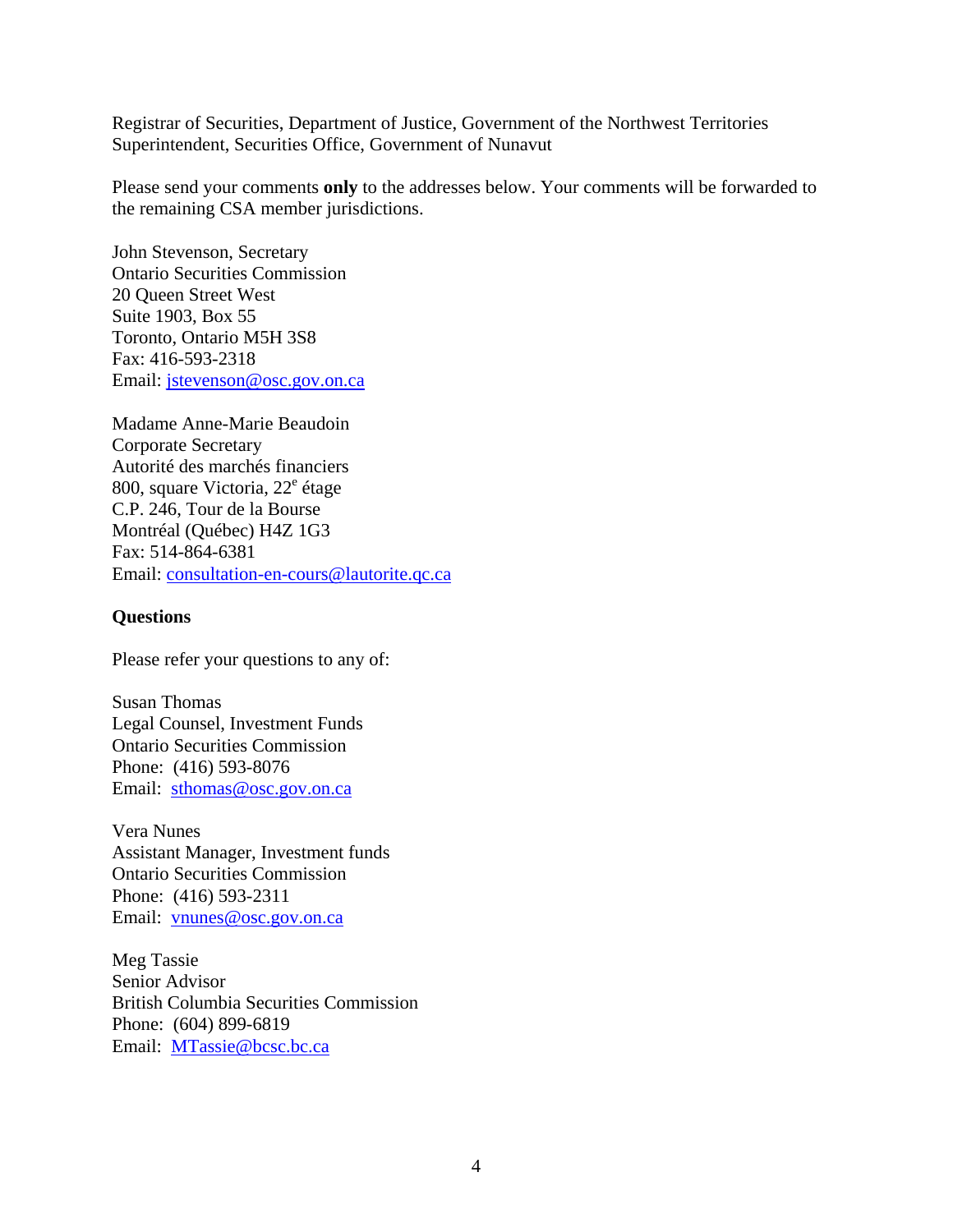Registrar of Securities, Department of Justice, Government of the Northwest Territories
Superintendent, Securities Office, Government of Nunavut

Please send your comments **only** to the addresses below. Your comments will be forwarded to the remaining CSA member jurisdictions.

John Stevenson, Secretary
Ontario Securities Commission
20 Queen Street West
Suite 1903, Box 55
Toronto, Ontario M5H 3S8
Fax: 416-593-2318
Email: jstevenson@osc.gov.on.ca

Madame Anne-Marie Beaudoin
Corporate Secretary
Autorité des marchés financiers
800, square Victoria, 22e étage
C.P. 246, Tour de la Bourse
Montréal (Québec) H4Z 1G3
Fax: 514-864-6381
Email: consultation-en-cours@lautorite.qc.ca

**Questions**

Please refer your questions to any of:

Susan Thomas
Legal Counsel, Investment Funds
Ontario Securities Commission
Phone: (416) 593-8076
Email: sthomas@osc.gov.on.ca

Vera Nunes
Assistant Manager, Investment funds
Ontario Securities Commission
Phone: (416) 593-2311
Email: vnunes@osc.gov.on.ca

Meg Tassie
Senior Advisor
British Columbia Securities Commission
Phone: (604) 899-6819
Email: MTassie@bcsc.bc.ca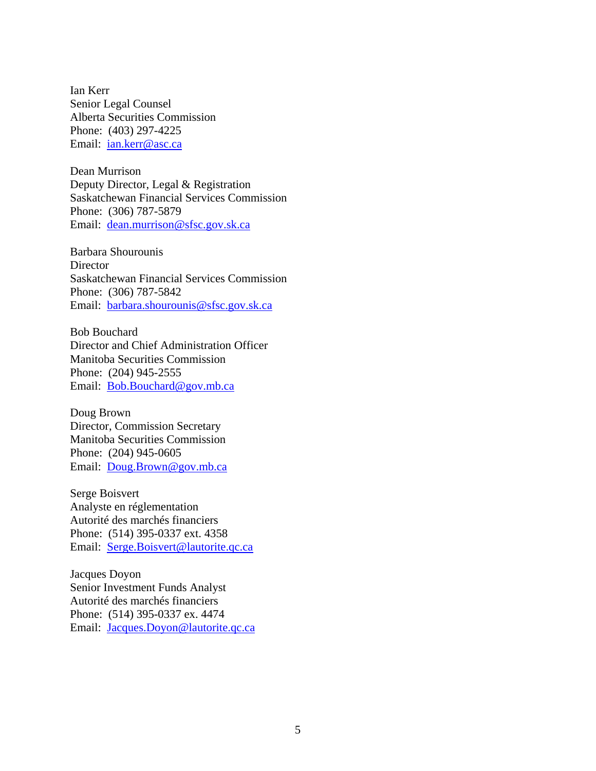Ian Kerr  
Senior Legal Counsel  
Alberta Securities Commission  
Phone: (403) 297-4225  
Email: ian.kerr@asc.ca

Dean Murrison  
Deputy Director, Legal & Registration  
Saskatchewan Financial Services Commission  
Phone: (306) 787-5879  
Email: dean.murrison@sfsc.gov.sk.ca

Barbara Shourounis  
Director  
Saskatchewan Financial Services Commission  
Phone: (306) 787-5842  
Email: barbara.shourounis@sfsc.gov.sk.ca

Bob Bouchard  
Director and Chief Administration Officer  
Manitoba Securities Commission  
Phone: (204) 945-2555  
Email: Bob.Bouchard@gov.mb.ca

Doug Brown  
Director, Commission Secretary  
Manitoba Securities Commission  
Phone: (204) 945-0605  
Email: Doug.Brown@gov.mb.ca

Serge Boisvert  
Analyste en réglementation  
Autorité des marchés financiers  
Phone: (514) 395-0337 ext. 4358  
Email: Serge.Boisvert@lautorite.qc.ca

Jacques Doyon  
Senior Investment Funds Analyst  
Autorité des marchés financiers  
Phone: (514) 395-0337 ex. 4474  
Email: Jacques.Doyon@lautorite.qc.ca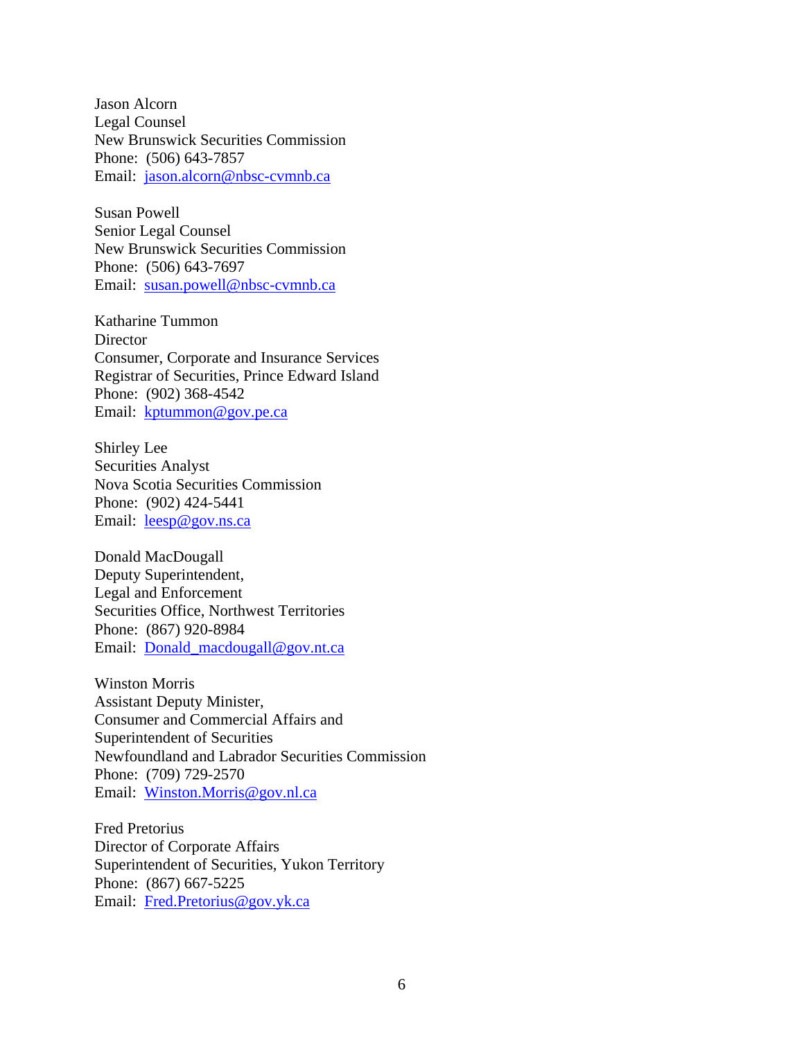Jason Alcorn  
Legal Counsel  
New Brunswick Securities Commission  
Phone: (506) 643-7857  
Email: jason.alcorn@nbsc-cvmnb.ca

Susan Powell  
Senior Legal Counsel  
New Brunswick Securities Commission  
Phone: (506) 643-7697  
Email: susan.powell@nbsc-cvmnb.ca

Katharine Tummon  
Director  
Consumer, Corporate and Insurance Services  
Registrar of Securities, Prince Edward Island  
Phone: (902) 368-4542  
Email: kptummon@gov.pe.ca

Shirley Lee  
Securities Analyst  
Nova Scotia Securities Commission  
Phone: (902) 424-5441  
Email: leesp@gov.ns.ca

Donald MacDougall  
Deputy Superintendent,  
Legal and Enforcement  
Securities Office, Northwest Territories  
Phone: (867) 920-8984  
Email: Donald_macdougall@gov.nt.ca

Winston Morris  
Assistant Deputy Minister,  
Consumer and Commercial Affairs and  
Superintendent of Securities  
Newfoundland and Labrador Securities Commission  
Phone: (709) 729-2570  
Email: Winston.Morris@gov.nl.ca

Fred Pretorius  
Director of Corporate Affairs  
Superintendent of Securities, Yukon Territory  
Phone: (867) 667-5225  
Email: Fred.Pretorius@gov.yk.ca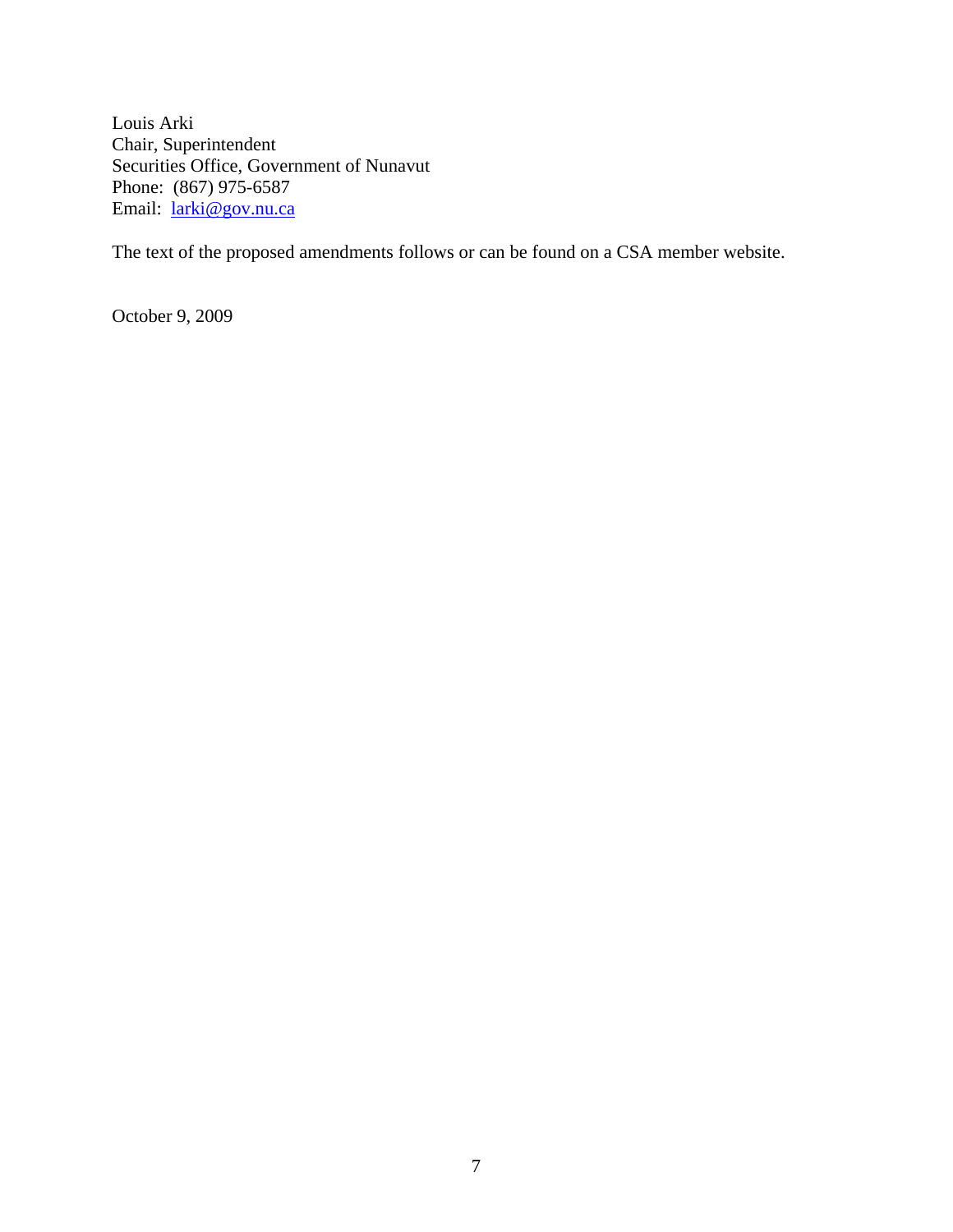Louis Arki
Chair, Superintendent
Securities Office, Government of Nunavut
Phone: (867) 975-6587
Email: larki@gov.nu.ca

The text of the proposed amendments follows or can be found on a CSA member website.

October 9, 2009